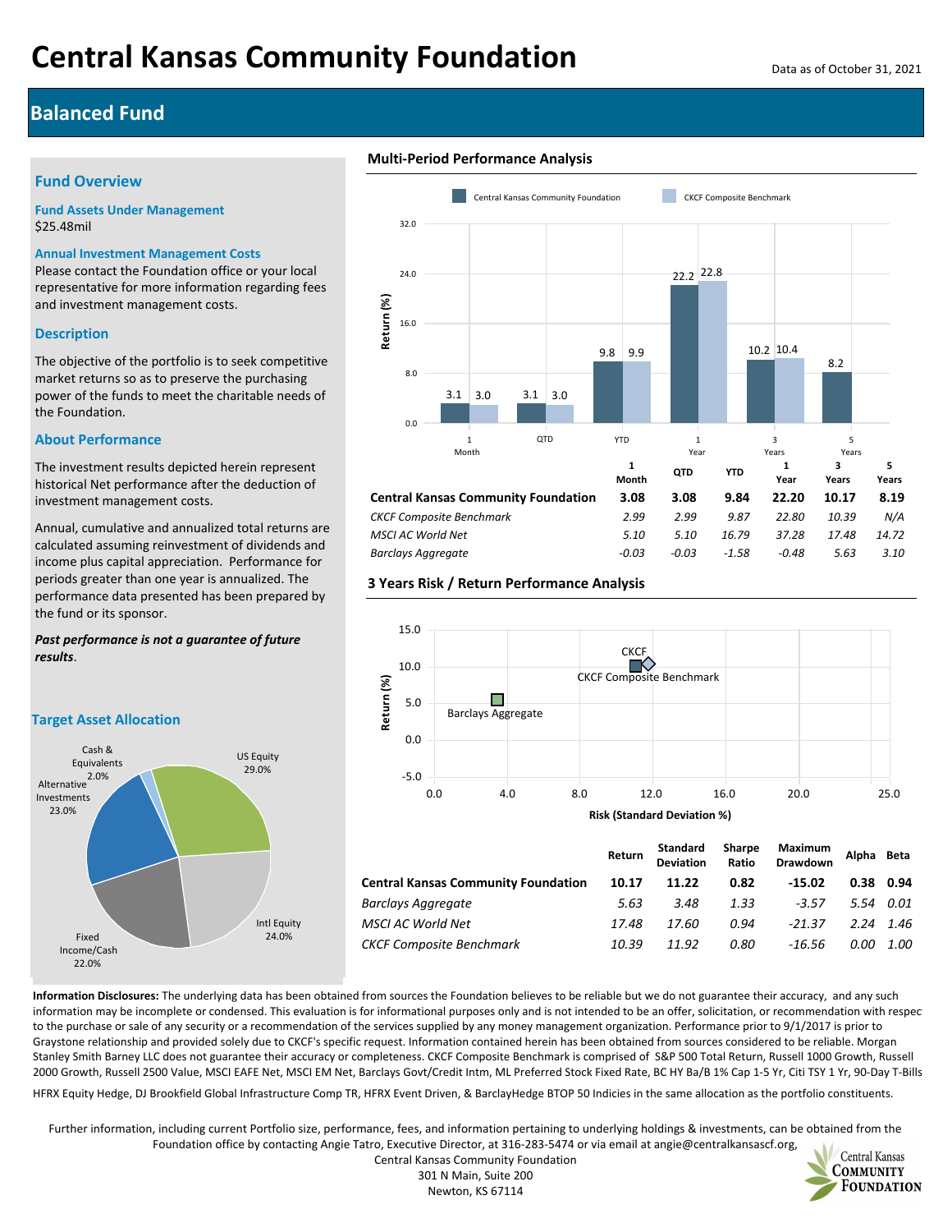# Central Kansas Community Foundation

Data as of October 31, 2021

## Balanced Fund

### Fund Overview

**Fund Assets Under Management**
$25.48mil

**Annual Investment Management Costs**
Please contact the Foundation office or your local representative for more information regarding fees and investment management costs.

### Description

The objective of the portfolio is to seek competitive market returns so as to preserve the purchasing power of the funds to meet the charitable needs of the Foundation.

### About Performance

The investment results depicted herein represent historical Net performance after the deduction of investment management costs.

Annual, cumulative and annualized total returns are calculated assuming reinvestment of dividends and income plus capital appreciation. Performance for periods greater than one year is annualized. The performance data presented has been prepared by the fund or its sponsor.

***Past performance is not a guarantee of future results*.**

### Target Asset Allocation

| Asset Class | Allocation |
|---|---|
| US Equity | 29.0% |
| Intl Equity | 24.0% |
| Fixed Income/Cash | 22.0% |
| Alternative Investments | 23.0% |
| Cash & Equivalents | 2.0% |

### Multi-Period Performance Analysis

| | 1 Month | QTD | YTD | 1 Year | 3 Years | 5 Years |
|---|---|---|---|---|---|---|
| **Central Kansas Community Foundation** | **3.08** | **3.08** | **9.84** | **22.20** | **10.17** | **8.19** |
| *CKCF Composite Benchmark* | *2.99* | *2.99* | *9.87* | *22.80* | *10.39* | *N/A* |
| *MSCI AC World Net* | *5.10* | *5.10* | *16.79* | *37.28* | *17.48* | *14.72* |
| *Barclays Aggregate* | *-0.03* | *-0.03* | *-1.58* | *-0.48* | *5.63* | *3.10* |

### 3 Years Risk / Return Performance Analysis

| | Return | Standard Deviation | Sharpe Ratio | Maximum Drawdown | Alpha | Beta |
|---|---|---|---|---|---|---|
| **Central Kansas Community Foundation** | **10.17** | **11.22** | **0.82** | **-15.02** | **0.38** | **0.94** |
| *Barclays Aggregate* | *5.63* | *3.48* | *1.33* | *-3.57* | *5.54* | *0.01* |
| *MSCI AC World Net* | *17.48* | *17.60* | *0.94* | *-21.37* | *2.24* | *1.46* |
| *CKCF Composite Benchmark* | *10.39* | *11.92* | *0.80* | *-16.56* | *0.00* | *1.00* |

**Information Disclosures:** The underlying data has been obtained from sources the Foundation believes to be reliable but we do not guarantee their accuracy, and any such information may be incomplete or condensed. This evaluation is for informational purposes only and is not intended to be an offer, solicitation, or recommendation with respec to the purchase or sale of any security or a recommendation of the services supplied by any money management organization. Performance prior to 9/1/2017 is prior to Graystone relationship and provided solely due to CKCF's specific request. Information contained herein has been obtained from sources considered to be reliable. Morgan Stanley Smith Barney LLC does not guarantee their accuracy or completeness. CKCF Composite Benchmark is comprised of S&P 500 Total Return, Russell 1000 Growth, Russell 2000 Growth, Russell 2500 Value, MSCI EAFE Net, MSCI EM Net, Barclays Govt/Credit Intm, ML Preferred Stock Fixed Rate, BC HY Ba/B 1% Cap 1-5 Yr, Citi TSY 1 Yr, 90-Day T-Bills HFRX Equity Hedge, DJ Brookfield Global Infrastructure Comp TR, HFRX Event Driven, & BarclayHedge BTOP 50 Indicies in the same allocation as the portfolio constituents.

Further information, including current Portfolio size, performance, fees, and information pertaining to underlying holdings & investments, can be obtained from the Foundation office by contacting Angie Tatro, Executive Director, at 316-283-5474 or via email at angie@centralkansascf.org,
Central Kansas Community Foundation
301 N Main, Suite 200
Newton, KS 67114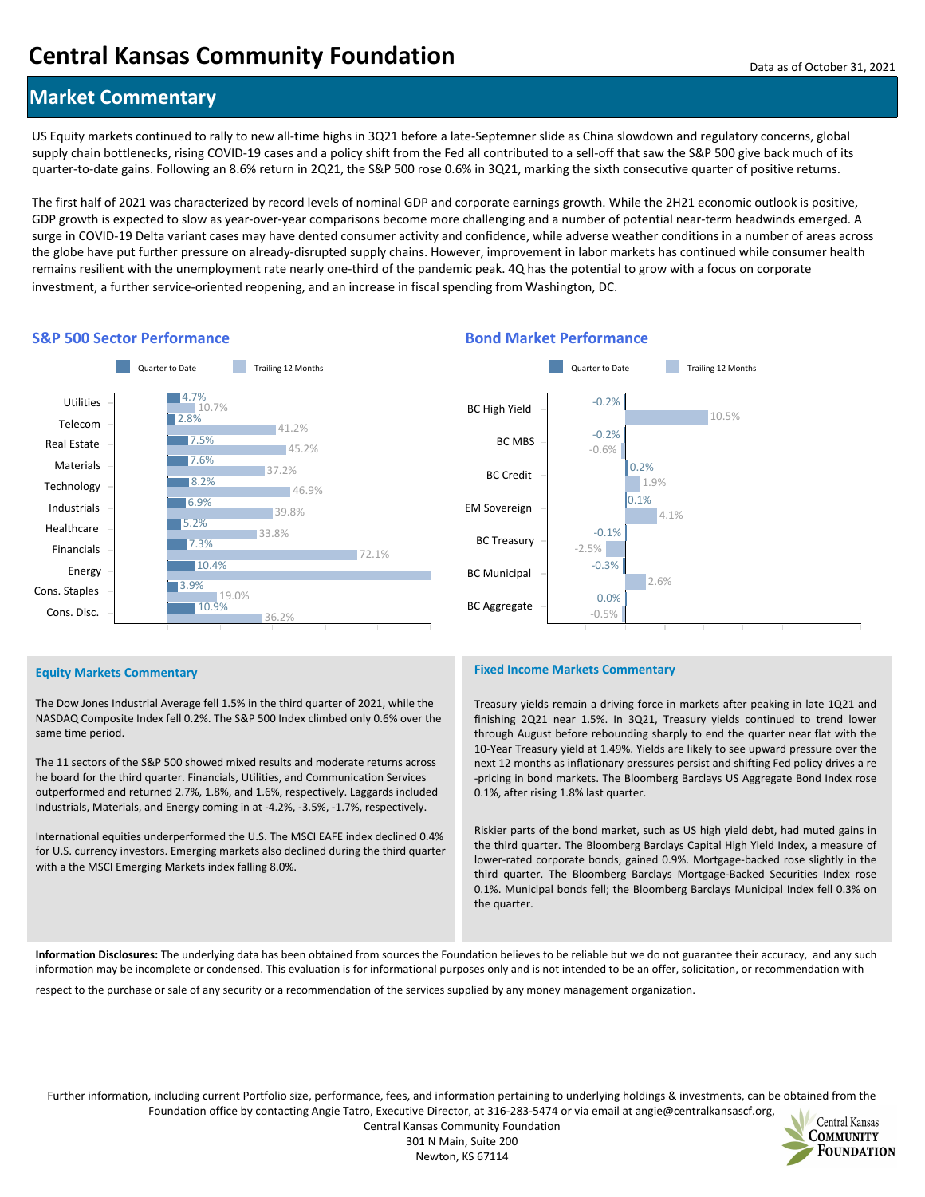# Central Kansas Community Foundation

Data as of October 31, 2021

## Market Commentary

US Equity markets continued to rally to new all-time highs in 3Q21 before a late-Septemner slide as China slowdown and regulatory concerns, global supply chain bottlenecks, rising COVID-19 cases and a policy shift from the Fed all contributed to a sell-off that saw the S&P 500 give back much of its quarter-to-date gains. Following an 8.6% return in 2Q21, the S&P 500 rose 0.6% in 3Q21, marking the sixth consecutive quarter of positive returns.

The first half of 2021 was characterized by record levels of nominal GDP and corporate earnings growth. While the 2H21 economic outlook is positive, GDP growth is expected to slow as year-over-year comparisons become more challenging and a number of potential near-term headwinds emerged. A surge in COVID-19 Delta variant cases may have dented consumer activity and confidence, while adverse weather conditions in a number of areas across the globe have put further pressure on already-disrupted supply chains. However, improvement in labor markets has continued while consumer health remains resilient with the unemployment rate nearly one-third of the pandemic peak. 4Q has the potential to grow with a focus on corporate investment, a further service-oriented reopening, and an increase in fiscal spending from Washington, DC.

### S&P 500 Sector Performance

Quarter to Date
Trailing 12 Months

Utilities 4.7% 10.7%
Telecom 2.8% 41.2%
Real Estate 7.5% 45.2%
Materials 7.6% 37.2%
Technology 8.2% 46.9%
Industrials 6.9% 39.8%
Healthcare 5.2% 33.8%
Financials 7.3% 72.1%
Energy 10.4%
Cons. Staples 3.9% 19.0%
Cons. Disc. 10.9% 36.2%

### Bond Market Performance

Quarter to Date
Trailing 12 Months

BC High Yield -0.2% 10.5%
BC MBS -0.2% -0.6%
BC Credit 0.2% 1.9%
EM Sovereign 0.1% 4.1%
BC Treasury -0.1% -2.5%
BC Municipal -0.3% 2.6%
BC Aggregate 0.0% -0.5%

### Equity Markets Commentary

The Dow Jones Industrial Average fell 1.5% in the third quarter of 2021, while the NASDAQ Composite Index fell 0.2%. The S&P 500 Index climbed only 0.6% over the same time period.

The 11 sectors of the S&P 500 showed mixed results and moderate returns across he board for the third quarter. Financials, Utilities, and Communication Services outperformed and returned 2.7%, 1.8%, and 1.6%, respectively. Laggards included Industrials, Materials, and Energy coming in at -4.2%, -3.5%, -1.7%, respectively.

International equities underperformed the U.S. The MSCI EAFE index declined 0.4% for U.S. currency investors. Emerging markets also declined during the third quarter with a the MSCI Emerging Markets index falling 8.0%.

### Fixed Income Markets Commentary

Treasury yields remain a driving force in markets after peaking in late 1Q21 and finishing 2Q21 near 1.5%. In 3Q21, Treasury yields continued to trend lower through August before rebounding sharply to end the quarter near flat with the 10-Year Treasury yield at 1.49%. Yields are likely to see upward pressure over the next 12 months as inflationary pressures persist and shifting Fed policy drives a re -pricing in bond markets. The Bloomberg Barclays US Aggregate Bond Index rose 0.1%, after rising 1.8% last quarter.

Riskier parts of the bond market, such as US high yield debt, had muted gains in the third quarter. The Bloomberg Barclays Capital High Yield Index, a measure of lower-rated corporate bonds, gained 0.9%. Mortgage-backed rose slightly in the third quarter. The Bloomberg Barclays Mortgage-Backed Securities Index rose 0.1%. Municipal bonds fell; the Bloomberg Barclays Municipal Index fell 0.3% on the quarter.

**Information Disclosures:** The underlying data has been obtained from sources the Foundation believes to be reliable but we do not guarantee their accuracy, and any such information may be incomplete or condensed. This evaluation is for informational purposes only and is not intended to be an offer, solicitation, or recommendation with respect to the purchase or sale of any security or a recommendation of the services supplied by any money management organization.

Further information, including current Portfolio size, performance, fees, and information pertaining to underlying holdings & investments, can be obtained from the Foundation office by contacting Angie Tatro, Executive Director, at 316-283-5474 or via email at angie@centralkansascf.org,
Central Kansas Community Foundation
301 N Main, Suite 200
Newton, KS 67114

Central Kansas Community Foundation